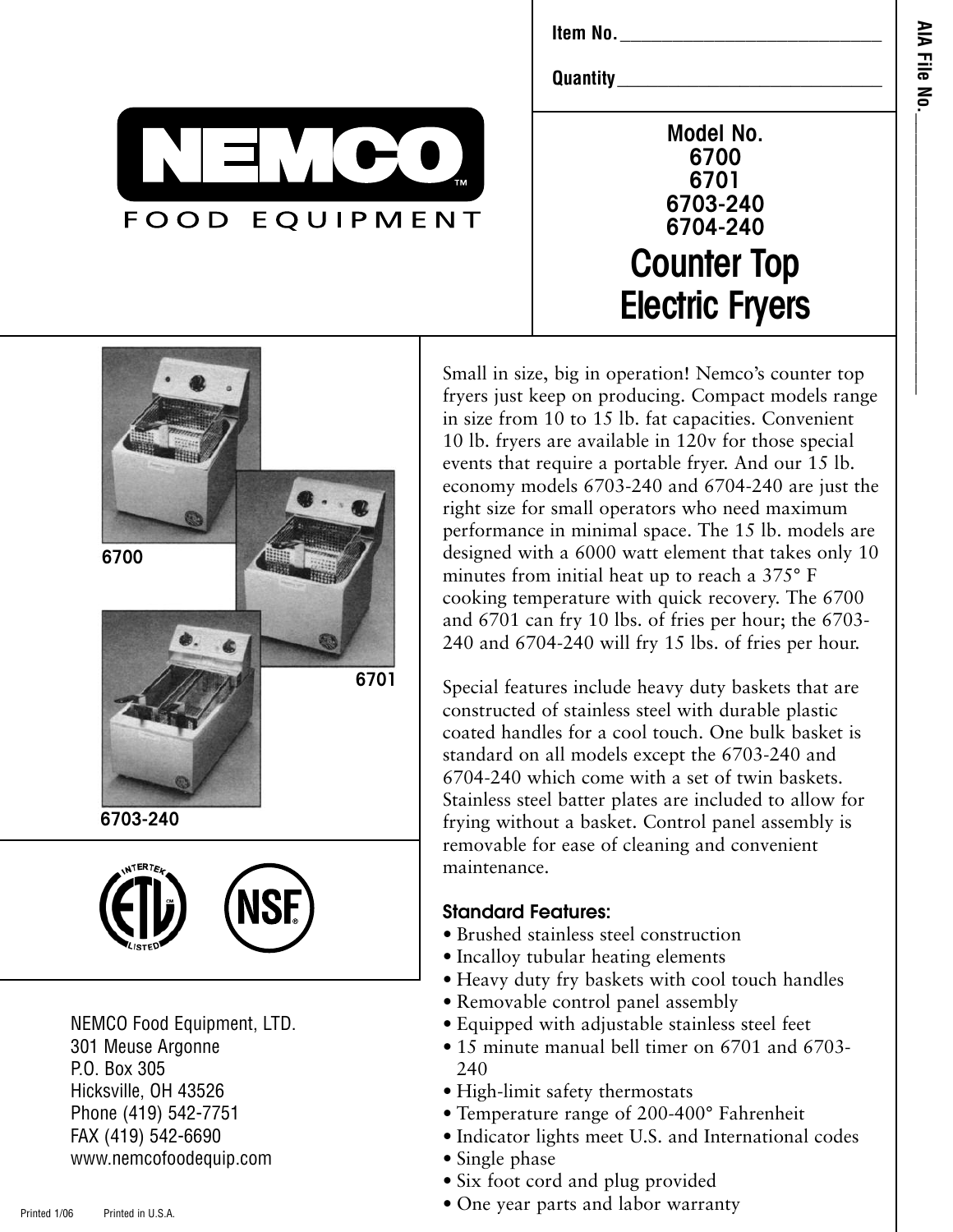Item No. ______________________________

Quantity ______________________________

AIA File No. ______________________

**NEMCO™**

FOOD EQUIPMENT

**Model No.**
**6700**
**6701**
**6703-240**
**6704-240**

# Counter Top Electric Fryers

6700

6701

6703-240

Small in size, big in operation! Nemco's counter top fryers just keep on producing. Compact models range in size from 10 to 15 lb. fat capacities. Convenient 10 lb. fryers are available in 120v for those special events that require a portable fryer. And our 15 lb. economy models 6703-240 and 6704-240 are just the right size for small operators who need maximum performance in minimal space. The 15 lb. models are designed with a 6000 watt element that takes only 10 minutes from initial heat up to reach a 375° F cooking temperature with quick recovery. The 6700 and 6701 can fry 10 lbs. of fries per hour; the 6703-240 and 6704-240 will fry 15 lbs. of fries per hour.

Special features include heavy duty baskets that are constructed of stainless steel with durable plastic coated handles for a cool touch. One bulk basket is standard on all models except the 6703-240 and 6704-240 which come with a set of twin baskets. Stainless steel batter plates are included to allow for frying without a basket. Control panel assembly is removable for ease of cleaning and convenient maintenance.

### Standard Features:

- Brushed stainless steel construction
- Incalloy tubular heating elements
- Heavy duty fry baskets with cool touch handles
- Removable control panel assembly
- Equipped with adjustable stainless steel feet
- 15 minute manual bell timer on 6701 and 6703-240
- High-limit safety thermostats
- Temperature range of 200-400° Fahrenheit
- Indicator lights meet U.S. and International codes
- Single phase
- Six foot cord and plug provided
- One year parts and labor warranty

NEMCO Food Equipment, LTD.
301 Meuse Argonne
P.O. Box 305
Hicksville, OH 43526
Phone (419) 542-7751
FAX (419) 542-6690
www.nemcofoodequip.com

Printed 1/06 Printed in U.S.A.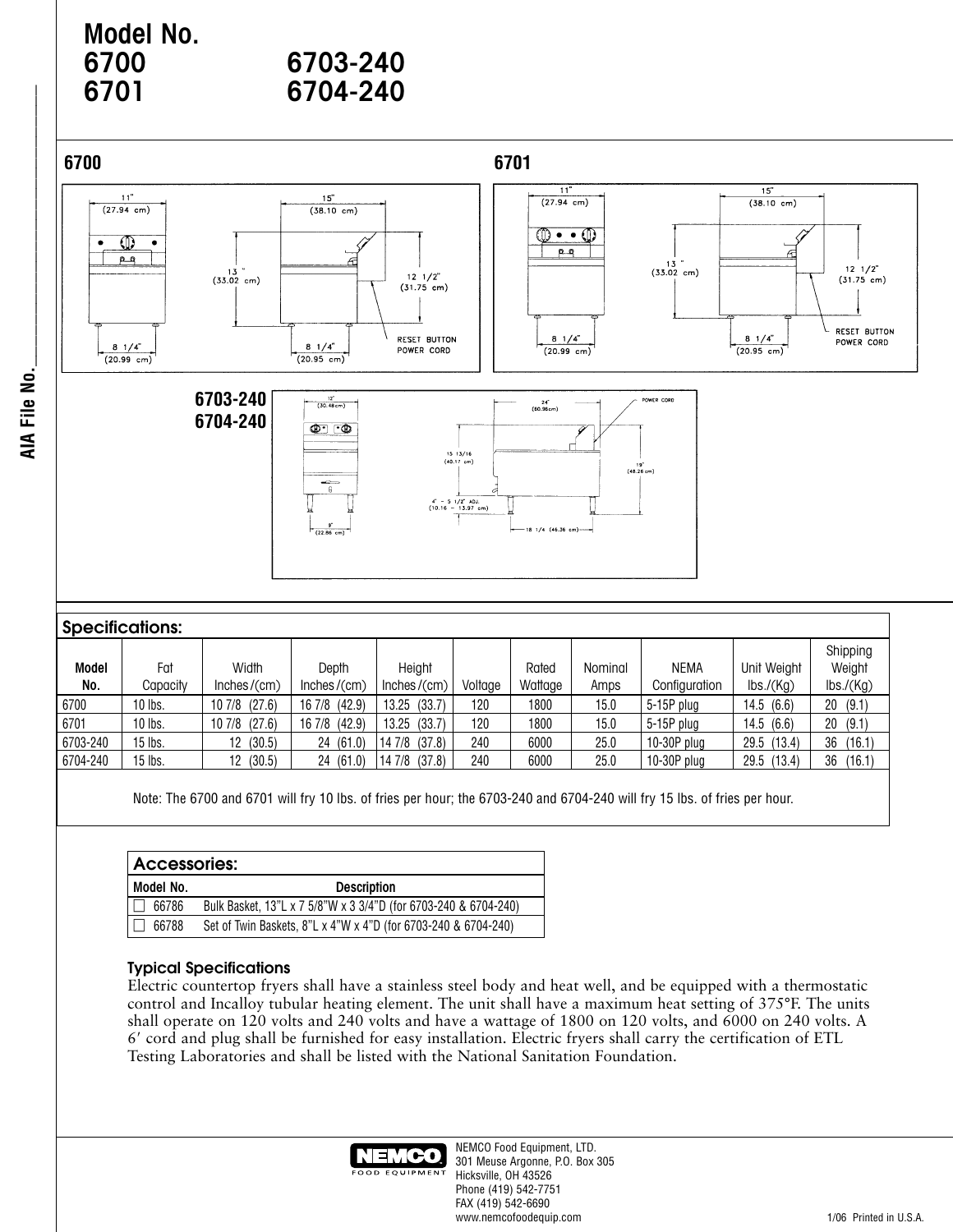# Model No.

**6700** &nbsp;&nbsp;&nbsp;&nbsp; **6703-240**
**6701** &nbsp;&nbsp;&nbsp;&nbsp; **6704-240**

AIA File No.

**6700**

11" (27.94 cm)
15" (38.10 cm)
13 " (33.02 cm)
12 1/2" (31.75 cm)
8 1/4" (20.99 cm)
8 1/4" (20.95 cm)
RESET BUTTON
POWER CORD

**6701**

11" (27.94 cm)
15" (38.10 cm)
13 " (33.02 cm)
12 1/2" (31.75 cm)
8 1/4" (20.99 cm)
8 1/4" (20.95 cm)
RESET BUTTON
POWER CORD

**6703-240**
**6704-240**

12" (30.48cm)
9" (22.86 cm)
24" (60.96cm)
POWER CORD
15 13/16 (40.17 cm)
19" (48.26 cm)
4" – 5 1/2" ADJ. (10.16 – 13.97 cm)
18 1/4 (46.36 cm)

## Specifications:

| Model No. | Fat Capacity | Width Inches/(cm) | Depth Inches/(cm) | Height Inches/(cm) | Voltage | Rated Wattage | Nominal Amps | NEMA Configuration | Unit Weight lbs./(Kg) | Shipping Weight lbs./(Kg) |
|---|---|---|---|---|---|---|---|---|---|---|
| 6700 | 10 lbs. | 10 7/8 (27.6) | 16 7/8 (42.9) | 13.25 (33.7) | 120 | 1800 | 15.0 | 5-15P plug | 14.5 (6.6) | 20 (9.1) |
| 6701 | 10 lbs. | 10 7/8 (27.6) | 16 7/8 (42.9) | 13.25 (33.7) | 120 | 1800 | 15.0 | 5-15P plug | 14.5 (6.6) | 20 (9.1) |
| 6703-240 | 15 lbs. | 12 (30.5) | 24 (61.0) | 14 7/8 (37.8) | 240 | 6000 | 25.0 | 10-30P plug | 29.5 (13.4) | 36 (16.1) |
| 6704-240 | 15 lbs. | 12 (30.5) | 24 (61.0) | 14 7/8 (37.8) | 240 | 6000 | 25.0 | 10-30P plug | 29.5 (13.4) | 36 (16.1) |

Note: The 6700 and 6701 will fry 10 lbs. of fries per hour; the 6703-240 and 6704-240 will fry 15 lbs. of fries per hour.

## Accessories:

| Model No. | Description |
|---|---|
| ☐ 66786 | Bulk Basket, 13"L x 7 5/8"W x 3 3/4"D (for 6703-240 & 6704-240) |
| ☐ 66788 | Set of Twin Baskets, 8"L x 4"W x 4"D (for 6703-240 & 6704-240) |

### Typical Specifications

Electric countertop fryers shall have a stainless steel body and heat well, and be equipped with a thermostatic control and Incalloy tubular heating element. The unit shall have a maximum heat setting of 375°F. The units shall operate on 120 volts and 240 volts and have a wattage of 1800 on 120 volts, and 6000 on 240 volts. A 6′ cord and plug shall be furnished for easy installation. Electric fryers shall carry the certification of ETL Testing Laboratories and shall be listed with the National Sanitation Foundation.

NEMCO Food Equipment, LTD.
301 Meuse Argonne, P.O. Box 305
Hicksville, OH 43526
Phone (419) 542-7751
FAX (419) 542-6690
www.nemcofoodequip.com

1/06 Printed in U.S.A.